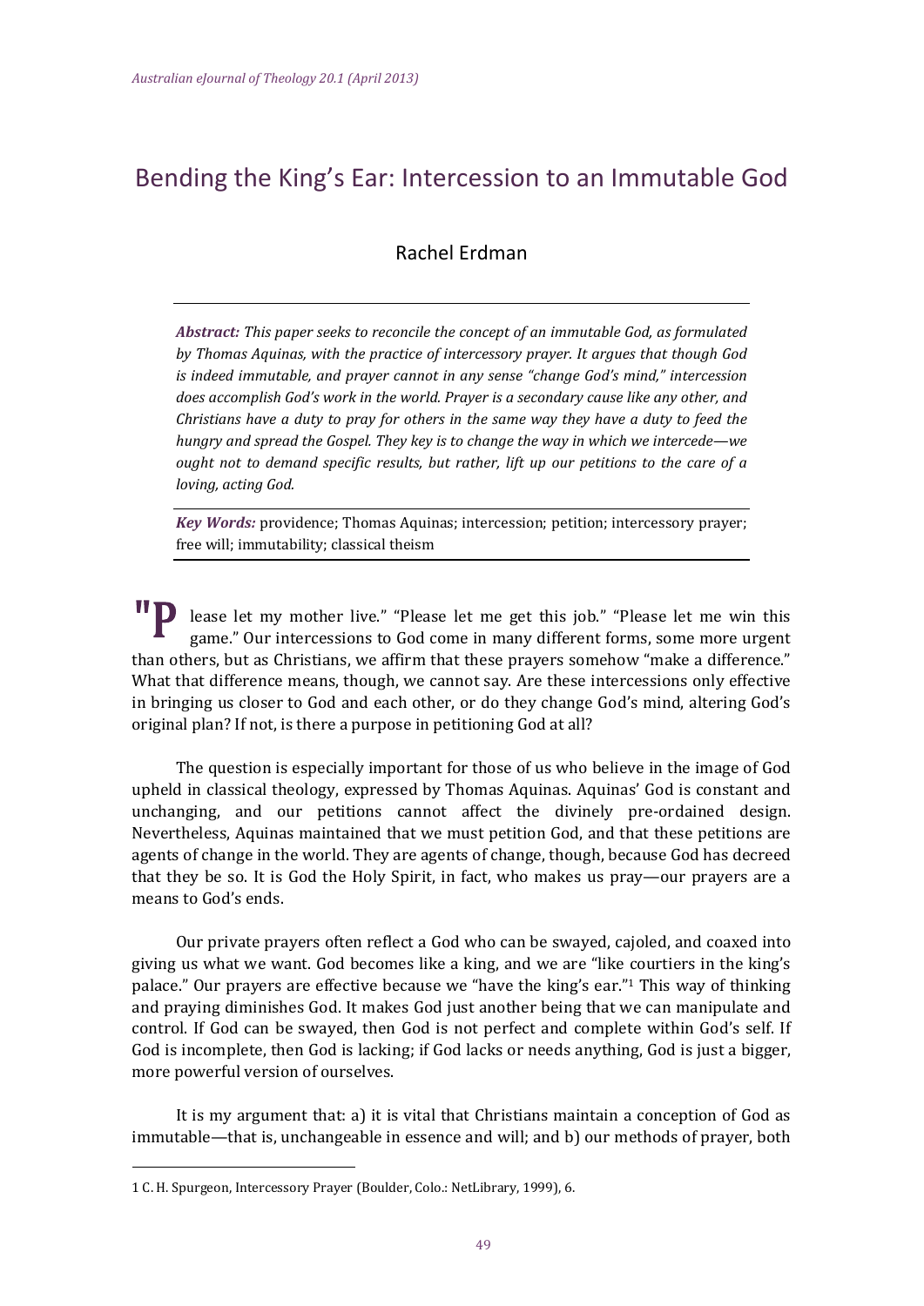# Bending the King's Ear: Intercession to an Immutable God

Rachel Erdman

***Abstract:*** *This paper seeks to reconcile the concept of an immutable God, as formulated by Thomas Aquinas, with the practice of intercessory prayer. It argues that though God is indeed immutable, and prayer cannot in any sense "change God's mind," intercession does accomplish God's work in the world. Prayer is a secondary cause like any other, and Christians have a duty to pray for others in the same way they have a duty to feed the hungry and spread the Gospel. They key is to change the way in which we intercede—we ought not to demand specific results, but rather, lift up our petitions to the care of a loving, acting God.*

***Key Words:*** providence; Thomas Aquinas; intercession; petition; intercessory prayer; free will; immutability; classical theism

"Please let my mother live." "Please let me get this job." "Please let me win this game." Our intercessions to God come in many different forms, some more urgent than others, but as Christians, we affirm that these prayers somehow "make a difference." What that difference means, though, we cannot say. Are these intercessions only effective in bringing us closer to God and each other, or do they change God's mind, altering God's original plan? If not, is there a purpose in petitioning God at all?

The question is especially important for those of us who believe in the image of God upheld in classical theology, expressed by Thomas Aquinas. Aquinas' God is constant and unchanging, and our petitions cannot affect the divinely pre-ordained design. Nevertheless, Aquinas maintained that we must petition God, and that these petitions are agents of change in the world. They are agents of change, though, because God has decreed that they be so. It is God the Holy Spirit, in fact, who makes us pray—our prayers are a means to God's ends.

Our private prayers often reflect a God who can be swayed, cajoled, and coaxed into giving us what we want. God becomes like a king, and we are "like courtiers in the king's palace." Our prayers are effective because we "have the king's ear."[1] This way of thinking and praying diminishes God. It makes God just another being that we can manipulate and control. If God can be swayed, then God is not perfect and complete within God's self. If God is incomplete, then God is lacking; if God lacks or needs anything, God is just a bigger, more powerful version of ourselves.

It is my argument that: a) it is vital that Christians maintain a conception of God as immutable—that is, unchangeable in essence and will; and b) our methods of prayer, both

---

1 C. H. Spurgeon, Intercessory Prayer (Boulder, Colo.: NetLibrary, 1999), 6.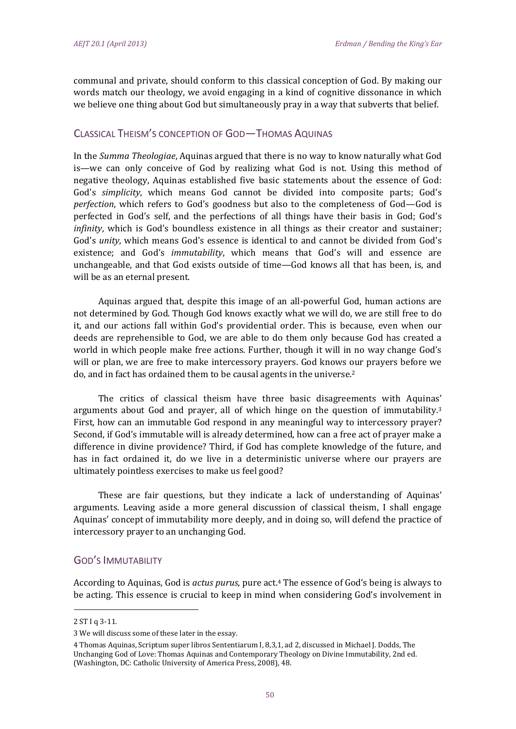communal and private, should conform to this classical conception of God. By making our words match our theology, we avoid engaging in a kind of cognitive dissonance in which we believe one thing about God but simultaneously pray in a way that subverts that belief.

## Classical Theism's conception of God—Thomas Aquinas

In the *Summa Theologiae*, Aquinas argued that there is no way to know naturally what God is—we can only conceive of God by realizing what God is not. Using this method of negative theology, Aquinas established five basic statements about the essence of God: God's *simplicity*, which means God cannot be divided into composite parts; God's *perfection*, which refers to God's goodness but also to the completeness of God—God is perfected in God's self, and the perfections of all things have their basis in God; God's *infinity*, which is God's boundless existence in all things as their creator and sustainer; God's *unity*, which means God's essence is identical to and cannot be divided from God's existence; and God's *immutability*, which means that God's will and essence are unchangeable, and that God exists outside of time—God knows all that has been, is, and will be as an eternal present.

Aquinas argued that, despite this image of an all-powerful God, human actions are not determined by God. Though God knows exactly what we will do, we are still free to do it, and our actions fall within God's providential order. This is because, even when our deeds are reprehensible to God, we are able to do them only because God has created a world in which people make free actions. Further, though it will in no way change God's will or plan, we are free to make intercessory prayers. God knows our prayers before we do, and in fact has ordained them to be causal agents in the universe.[2]

The critics of classical theism have three basic disagreements with Aquinas' arguments about God and prayer, all of which hinge on the question of immutability.[3] First, how can an immutable God respond in any meaningful way to intercessory prayer? Second, if God's immutable will is already determined, how can a free act of prayer make a difference in divine providence? Third, if God has complete knowledge of the future, and has in fact ordained it, do we live in a deterministic universe where our prayers are ultimately pointless exercises to make us feel good?

These are fair questions, but they indicate a lack of understanding of Aquinas' arguments. Leaving aside a more general discussion of classical theism, I shall engage Aquinas' concept of immutability more deeply, and in doing so, will defend the practice of intercessory prayer to an unchanging God.

## God's Immutability

According to Aquinas, God is *actus purus*, pure act.[4] The essence of God's being is always to be acting. This essence is crucial to keep in mind when considering God's involvement in

---

2 ST I q 3-11.

3 We will discuss some of these later in the essay.

4 Thomas Aquinas, Scriptum super libros Sententiarum I, 8,3,1, ad 2, discussed in Michael J. Dodds, The Unchanging God of Love: Thomas Aquinas and Contemporary Theology on Divine Immutability, 2nd ed. (Washington, DC: Catholic University of America Press, 2008), 48.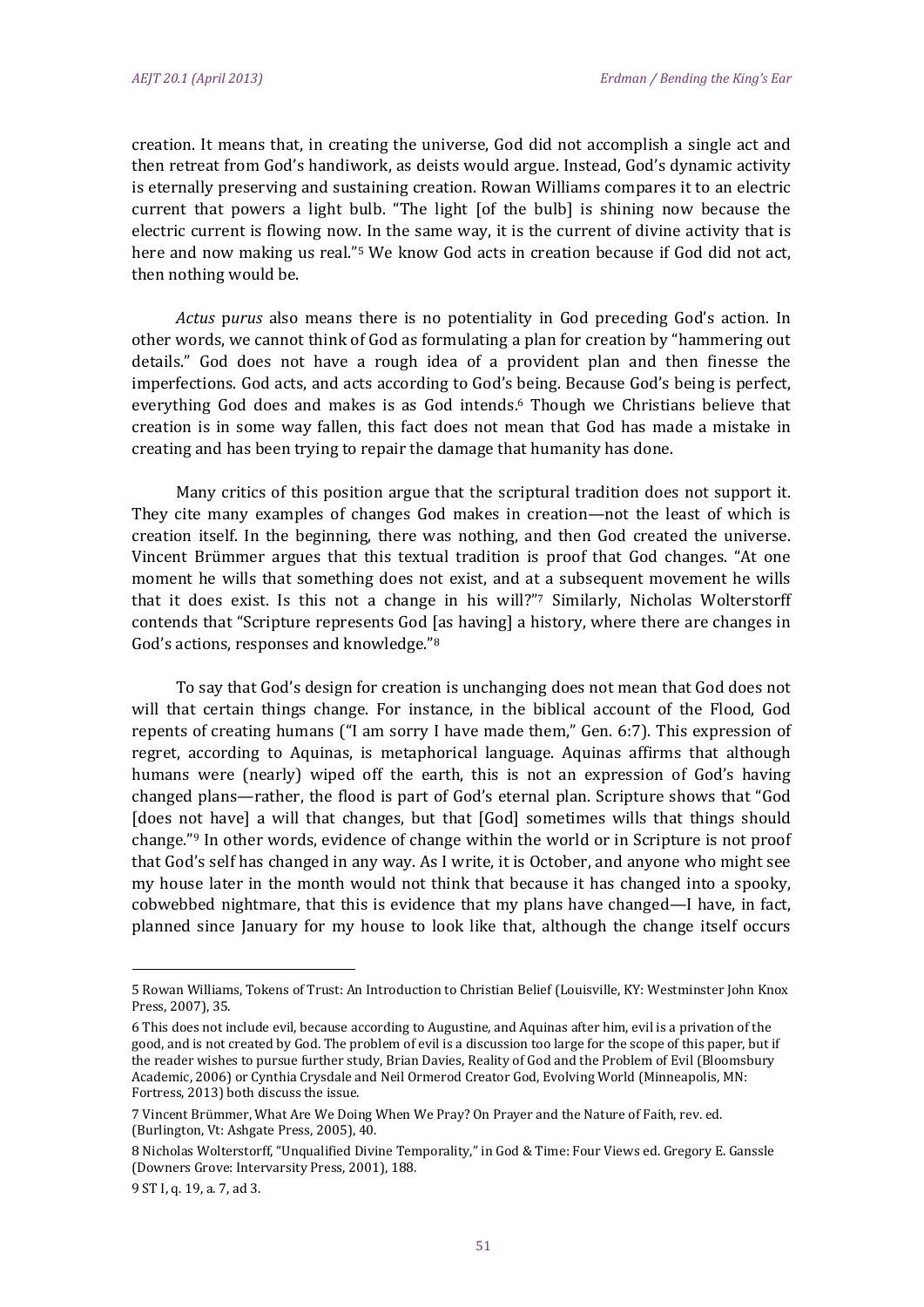creation. It means that, in creating the universe, God did not accomplish a single act and then retreat from God's handiwork, as deists would argue. Instead, God's dynamic activity is eternally preserving and sustaining creation. Rowan Williams compares it to an electric current that powers a light bulb. "The light [of the bulb] is shining now because the electric current is flowing now. In the same way, it is the current of divine activity that is here and now making us real."[5] We know God acts in creation because if God did not act, then nothing would be.

*Actus purus* also means there is no potentiality in God preceding God's action. In other words, we cannot think of God as formulating a plan for creation by "hammering out details." God does not have a rough idea of a provident plan and then finesse the imperfections. God acts, and acts according to God's being. Because God's being is perfect, everything God does and makes is as God intends.[6] Though we Christians believe that creation is in some way fallen, this fact does not mean that God has made a mistake in creating and has been trying to repair the damage that humanity has done.

Many critics of this position argue that the scriptural tradition does not support it. They cite many examples of changes God makes in creation—not the least of which is creation itself. In the beginning, there was nothing, and then God created the universe. Vincent Brümmer argues that this textual tradition is proof that God changes. "At one moment he wills that something does not exist, and at a subsequent movement he wills that it does exist. Is this not a change in his will?"[7] Similarly, Nicholas Wolterstorff contends that "Scripture represents God [as having] a history, where there are changes in God's actions, responses and knowledge."[8]

To say that God's design for creation is unchanging does not mean that God does not will that certain things change. For instance, in the biblical account of the Flood, God repents of creating humans ("I am sorry I have made them," Gen. 6:7). This expression of regret, according to Aquinas, is metaphorical language. Aquinas affirms that although humans were (nearly) wiped off the earth, this is not an expression of God's having changed plans—rather, the flood is part of God's eternal plan. Scripture shows that "God [does not have] a will that changes, but that [God] sometimes wills that things should change."[9] In other words, evidence of change within the world or in Scripture is not proof that God's self has changed in any way. As I write, it is October, and anyone who might see my house later in the month would not think that because it has changed into a spooky, cobwebbed nightmare, that this is evidence that my plans have changed—I have, in fact, planned since January for my house to look like that, although the change itself occurs

---

5 Rowan Williams, Tokens of Trust: An Introduction to Christian Belief (Louisville, KY: Westminster John Knox Press, 2007), 35.

6 This does not include evil, because according to Augustine, and Aquinas after him, evil is a privation of the good, and is not created by God. The problem of evil is a discussion too large for the scope of this paper, but if the reader wishes to pursue further study, Brian Davies, Reality of God and the Problem of Evil (Bloomsbury Academic, 2006) or Cynthia Crysdale and Neil Ormerod Creator God, Evolving World (Minneapolis, MN: Fortress, 2013) both discuss the issue.

7 Vincent Brümmer, What Are We Doing When We Pray? On Prayer and the Nature of Faith, rev. ed. (Burlington, Vt: Ashgate Press, 2005), 40.

8 Nicholas Wolterstorff, "Unqualified Divine Temporality," in God & Time: Four Views ed. Gregory E. Ganssle (Downers Grove: Intervarsity Press, 2001), 188.

9 ST I, q. 19, a. 7, ad 3.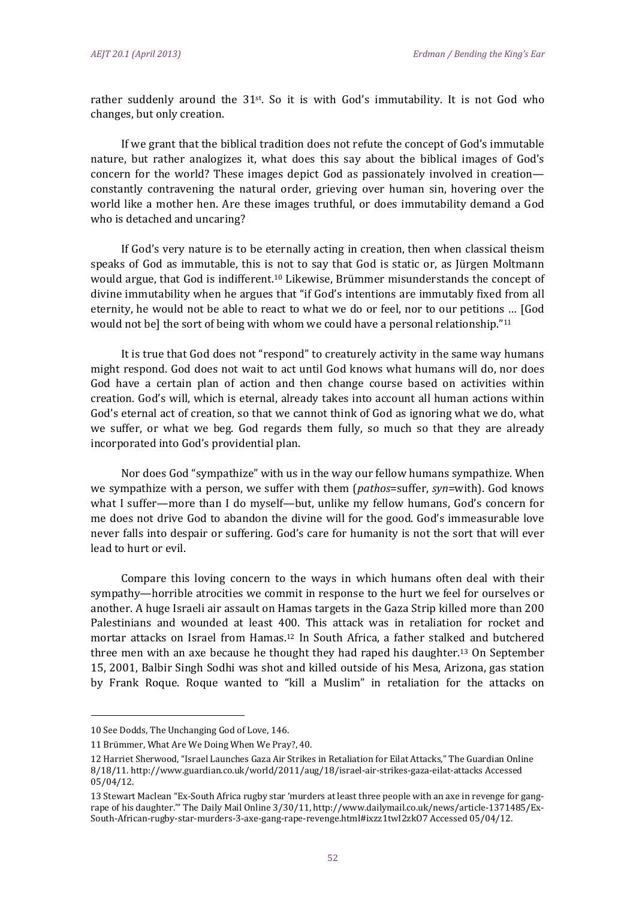rather suddenly around the 31st. So it is with God's immutability. It is not God who changes, but only creation.

If we grant that the biblical tradition does not refute the concept of God's immutable nature, but rather analogizes it, what does this say about the biblical images of God's concern for the world? These images depict God as passionately involved in creation—constantly contravening the natural order, grieving over human sin, hovering over the world like a mother hen. Are these images truthful, or does immutability demand a God who is detached and uncaring?

If God's very nature is to be eternally acting in creation, then when classical theism speaks of God as immutable, this is not to say that God is static or, as Jürgen Moltmann would argue, that God is indifferent.[10] Likewise, Brümmer misunderstands the concept of divine immutability when he argues that "if God's intentions are immutably fixed from all eternity, he would not be able to react to what we do or feel, nor to our petitions … [God would not be] the sort of being with whom we could have a personal relationship."[11]

It is true that God does not "respond" to creaturely activity in the same way humans might respond. God does not wait to act until God knows what humans will do, nor does God have a certain plan of action and then change course based on activities within creation. God's will, which is eternal, already takes into account all human actions within God's eternal act of creation, so that we cannot think of God as ignoring what we do, what we suffer, or what we beg. God regards them fully, so much so that they are already incorporated into God's providential plan.

Nor does God "sympathize" with us in the way our fellow humans sympathize. When we sympathize with a person, we suffer with them (*pathos*=suffer, *syn*=with). God knows what I suffer—more than I do myself—but, unlike my fellow humans, God's concern for me does not drive God to abandon the divine will for the good. God's immeasurable love never falls into despair or suffering. God's care for humanity is not the sort that will ever lead to hurt or evil.

Compare this loving concern to the ways in which humans often deal with their sympathy—horrible atrocities we commit in response to the hurt we feel for ourselves or another. A huge Israeli air assault on Hamas targets in the Gaza Strip killed more than 200 Palestinians and wounded at least 400. This attack was in retaliation for rocket and mortar attacks on Israel from Hamas.[12] In South Africa, a father stalked and butchered three men with an axe because he thought they had raped his daughter.[13] On September 15, 2001, Balbir Singh Sodhi was shot and killed outside of his Mesa, Arizona, gas station by Frank Roque. Roque wanted to "kill a Muslim" in retaliation for the attacks on

---

10 See Dodds, The Unchanging God of Love, 146.

11 Brümmer, What Are We Doing When We Pray?, 40.

12 Harriet Sherwood, "Israel Launches Gaza Air Strikes in Retaliation for Eilat Attacks," The Guardian Online 8/18/11. http://www.guardian.co.uk/world/2011/aug/18/israel-air-strikes-gaza-eilat-attacks Accessed 05/04/12.

13 Stewart Maclean "Ex-South Africa rugby star 'murders at least three people with an axe in revenge for gang-rape of his daughter.'" The Daily Mail Online 3/30/11, http://www.dailymail.co.uk/news/article-1371485/Ex-South-African-rugby-star-murders-3-axe-gang-rape-revenge.html#ixzz1twI2zkO7 Accessed 05/04/12.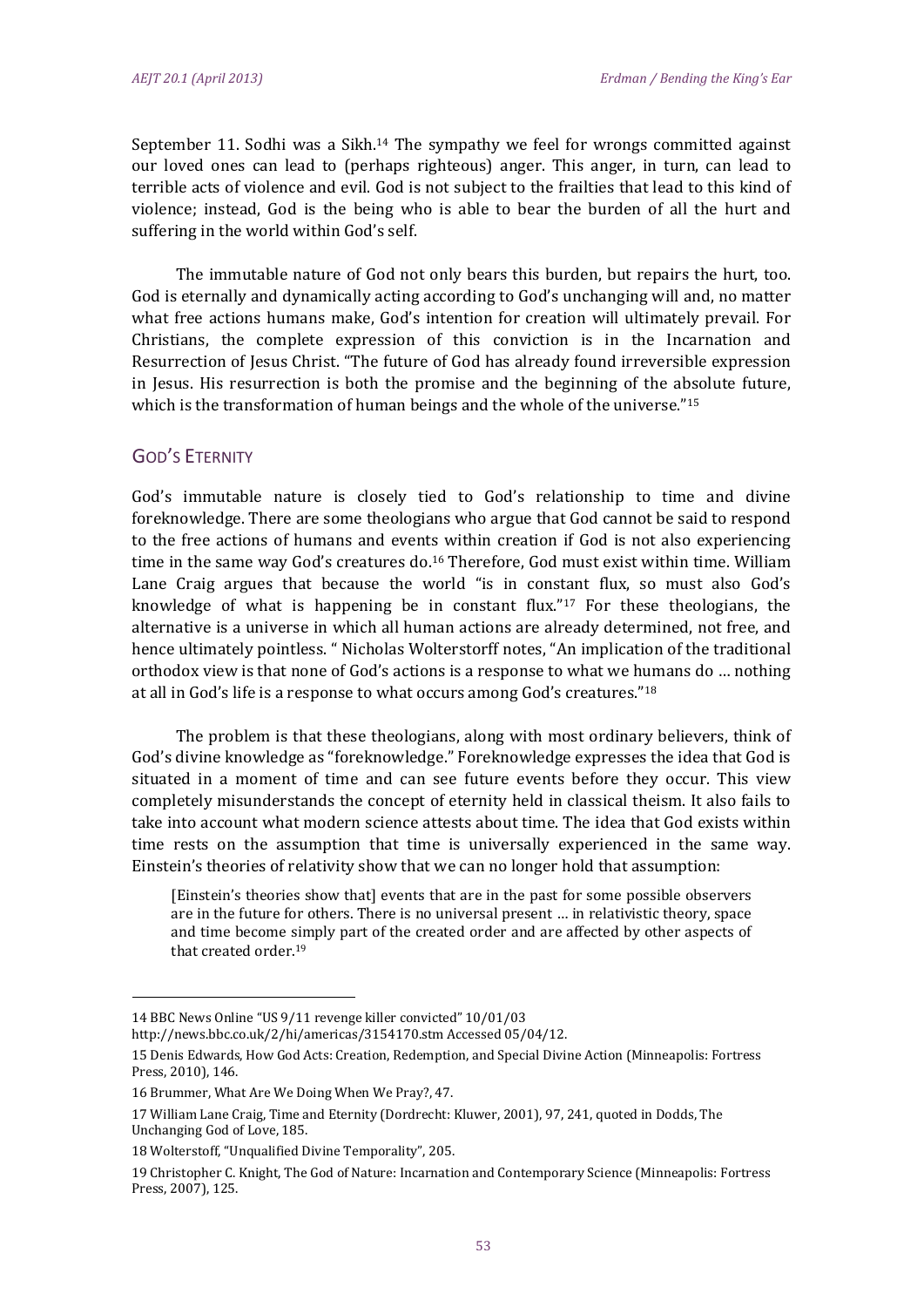September 11. Sodhi was a Sikh.[14] The sympathy we feel for wrongs committed against our loved ones can lead to (perhaps righteous) anger. This anger, in turn, can lead to terrible acts of violence and evil. God is not subject to the frailties that lead to this kind of violence; instead, God is the being who is able to bear the burden of all the hurt and suffering in the world within God's self.

The immutable nature of God not only bears this burden, but repairs the hurt, too. God is eternally and dynamically acting according to God's unchanging will and, no matter what free actions humans make, God's intention for creation will ultimately prevail. For Christians, the complete expression of this conviction is in the Incarnation and Resurrection of Jesus Christ. "The future of God has already found irreversible expression in Jesus. His resurrection is both the promise and the beginning of the absolute future, which is the transformation of human beings and the whole of the universe."[15]

## God's Eternity

God's immutable nature is closely tied to God's relationship to time and divine foreknowledge. There are some theologians who argue that God cannot be said to respond to the free actions of humans and events within creation if God is not also experiencing time in the same way God's creatures do.[16] Therefore, God must exist within time. William Lane Craig argues that because the world "is in constant flux, so must also God's knowledge of what is happening be in constant flux."[17] For these theologians, the alternative is a universe in which all human actions are already determined, not free, and hence ultimately pointless. " Nicholas Wolterstorff notes, "An implication of the traditional orthodox view is that none of God's actions is a response to what we humans do … nothing at all in God's life is a response to what occurs among God's creatures."[18]

The problem is that these theologians, along with most ordinary believers, think of God's divine knowledge as "foreknowledge." Foreknowledge expresses the idea that God is situated in a moment of time and can see future events before they occur. This view completely misunderstands the concept of eternity held in classical theism. It also fails to take into account what modern science attests about time. The idea that God exists within time rests on the assumption that time is universally experienced in the same way. Einstein's theories of relativity show that we can no longer hold that assumption:

> [Einstein's theories show that] events that are in the past for some possible observers are in the future for others. There is no universal present … in relativistic theory, space and time become simply part of the created order and are affected by other aspects of that created order.[19]

---

14 BBC News Online "US 9/11 revenge killer convicted" 10/01/03 http://news.bbc.co.uk/2/hi/americas/3154170.stm Accessed 05/04/12.

15 Denis Edwards, How God Acts: Creation, Redemption, and Special Divine Action (Minneapolis: Fortress Press, 2010), 146.

16 Brummer, What Are We Doing When We Pray?, 47.

17 William Lane Craig, Time and Eternity (Dordrecht: Kluwer, 2001), 97, 241, quoted in Dodds, The Unchanging God of Love, 185.

18 Wolterstoff, "Unqualified Divine Temporality", 205.

19 Christopher C. Knight, The God of Nature: Incarnation and Contemporary Science (Minneapolis: Fortress Press, 2007), 125.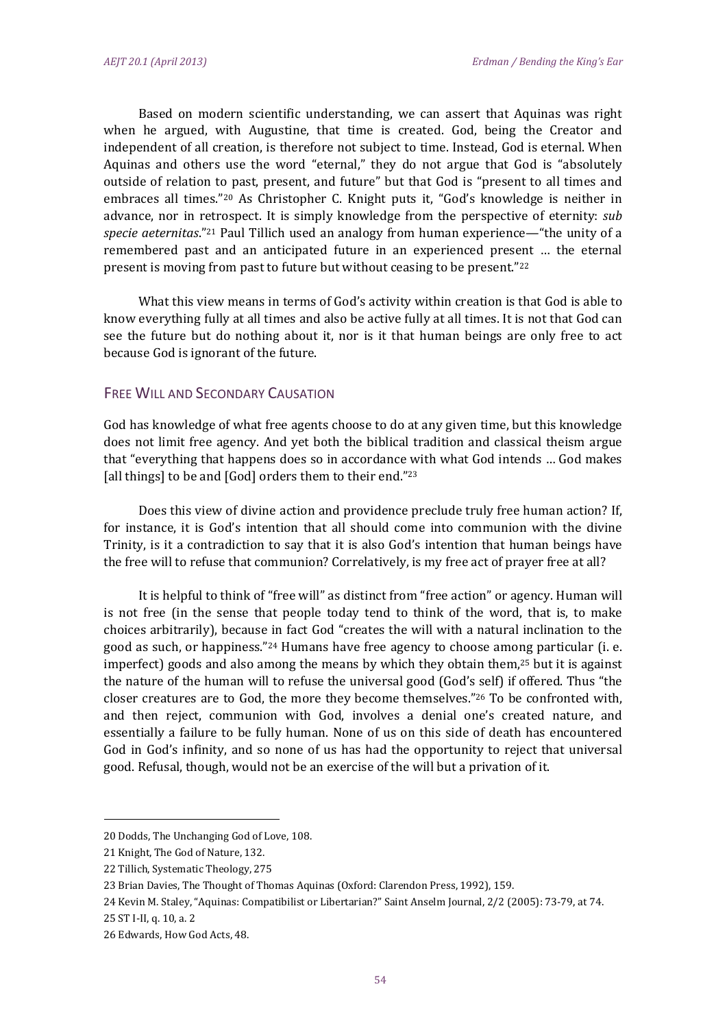Based on modern scientific understanding, we can assert that Aquinas was right when he argued, with Augustine, that time is created. God, being the Creator and independent of all creation, is therefore not subject to time. Instead, God is eternal. When Aquinas and others use the word "eternal," they do not argue that God is "absolutely outside of relation to past, present, and future" but that God is "present to all times and embraces all times."[20] As Christopher C. Knight puts it, "God's knowledge is neither in advance, nor in retrospect. It is simply knowledge from the perspective of eternity: *sub specie aeternitas*."[21] Paul Tillich used an analogy from human experience—"the unity of a remembered past and an anticipated future in an experienced present … the eternal present is moving from past to future but without ceasing to be present."[22]

What this view means in terms of God's activity within creation is that God is able to know everything fully at all times and also be active fully at all times. It is not that God can see the future but do nothing about it, nor is it that human beings are only free to act because God is ignorant of the future.

## Free Will and Secondary Causation

God has knowledge of what free agents choose to do at any given time, but this knowledge does not limit free agency. And yet both the biblical tradition and classical theism argue that "everything that happens does so in accordance with what God intends … God makes [all things] to be and [God] orders them to their end."[23]

Does this view of divine action and providence preclude truly free human action? If, for instance, it is God's intention that all should come into communion with the divine Trinity, is it a contradiction to say that it is also God's intention that human beings have the free will to refuse that communion? Correlatively, is my free act of prayer free at all?

It is helpful to think of "free will" as distinct from "free action" or agency. Human will is not free (in the sense that people today tend to think of the word, that is, to make choices arbitrarily), because in fact God "creates the will with a natural inclination to the good as such, or happiness."[24] Humans have free agency to choose among particular (i. e. imperfect) goods and also among the means by which they obtain them,[25] but it is against the nature of the human will to refuse the universal good (God's self) if offered. Thus "the closer creatures are to God, the more they become themselves."[26] To be confronted with, and then reject, communion with God, involves a denial one's created nature, and essentially a failure to be fully human. None of us on this side of death has encountered God in God's infinity, and so none of us has had the opportunity to reject that universal good. Refusal, though, would not be an exercise of the will but a privation of it.

---

20 Dodds, The Unchanging God of Love, 108.

21 Knight, The God of Nature, 132.

22 Tillich, Systematic Theology, 275

23 Brian Davies, The Thought of Thomas Aquinas (Oxford: Clarendon Press, 1992), 159.

24 Kevin M. Staley, "Aquinas: Compatibilist or Libertarian?" Saint Anselm Journal, 2/2 (2005): 73-79, at 74.

25 ST I-II, q. 10, a. 2

26 Edwards, How God Acts, 48.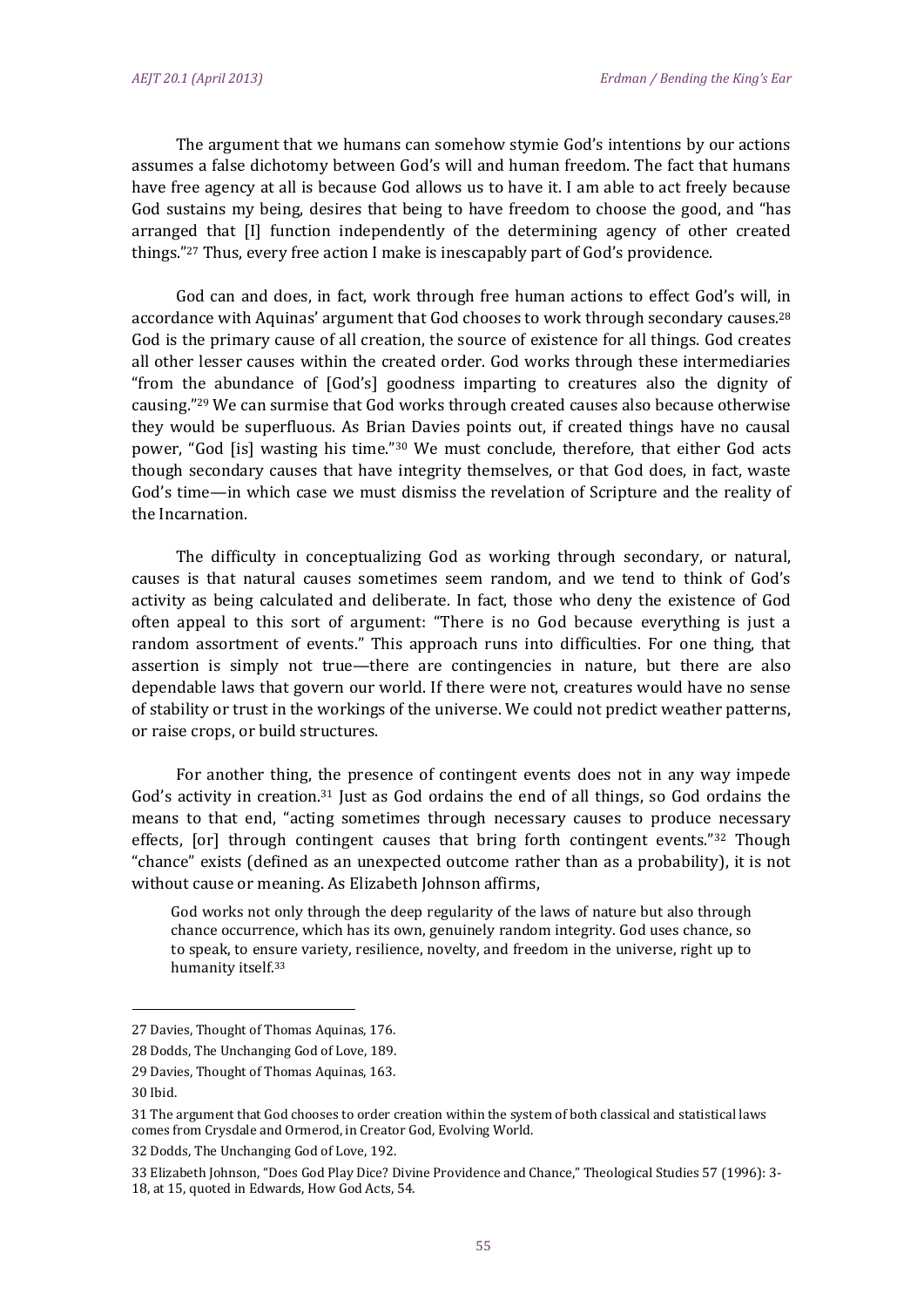The argument that we humans can somehow stymie God's intentions by our actions assumes a false dichotomy between God's will and human freedom. The fact that humans have free agency at all is because God allows us to have it. I am able to act freely because God sustains my being, desires that being to have freedom to choose the good, and "has arranged that [I] function independently of the determining agency of other created things."[27] Thus, every free action I make is inescapably part of God's providence.

God can and does, in fact, work through free human actions to effect God's will, in accordance with Aquinas' argument that God chooses to work through secondary causes.[28] God is the primary cause of all creation, the source of existence for all things. God creates all other lesser causes within the created order. God works through these intermediaries "from the abundance of [God's] goodness imparting to creatures also the dignity of causing."[29] We can surmise that God works through created causes also because otherwise they would be superfluous. As Brian Davies points out, if created things have no causal power, "God [is] wasting his time."[30] We must conclude, therefore, that either God acts though secondary causes that have integrity themselves, or that God does, in fact, waste God's time—in which case we must dismiss the revelation of Scripture and the reality of the Incarnation.

The difficulty in conceptualizing God as working through secondary, or natural, causes is that natural causes sometimes seem random, and we tend to think of God's activity as being calculated and deliberate. In fact, those who deny the existence of God often appeal to this sort of argument: "There is no God because everything is just a random assortment of events." This approach runs into difficulties. For one thing, that assertion is simply not true—there are contingencies in nature, but there are also dependable laws that govern our world. If there were not, creatures would have no sense of stability or trust in the workings of the universe. We could not predict weather patterns, or raise crops, or build structures.

For another thing, the presence of contingent events does not in any way impede God's activity in creation.[31] Just as God ordains the end of all things, so God ordains the means to that end, "acting sometimes through necessary causes to produce necessary effects, [or] through contingent causes that bring forth contingent events."[32] Though "chance" exists (defined as an unexpected outcome rather than as a probability), it is not without cause or meaning. As Elizabeth Johnson affirms,

> God works not only through the deep regularity of the laws of nature but also through chance occurrence, which has its own, genuinely random integrity. God uses chance, so to speak, to ensure variety, resilience, novelty, and freedom in the universe, right up to humanity itself.[33]

---

27 Davies, Thought of Thomas Aquinas, 176.

28 Dodds, The Unchanging God of Love, 189.

29 Davies, Thought of Thomas Aquinas, 163.

30 Ibid.

31 The argument that God chooses to order creation within the system of both classical and statistical laws comes from Crysdale and Ormerod, in Creator God, Evolving World.

32 Dodds, The Unchanging God of Love, 192.

33 Elizabeth Johnson, "Does God Play Dice? Divine Providence and Chance," Theological Studies 57 (1996): 3-18, at 15, quoted in Edwards, How God Acts, 54.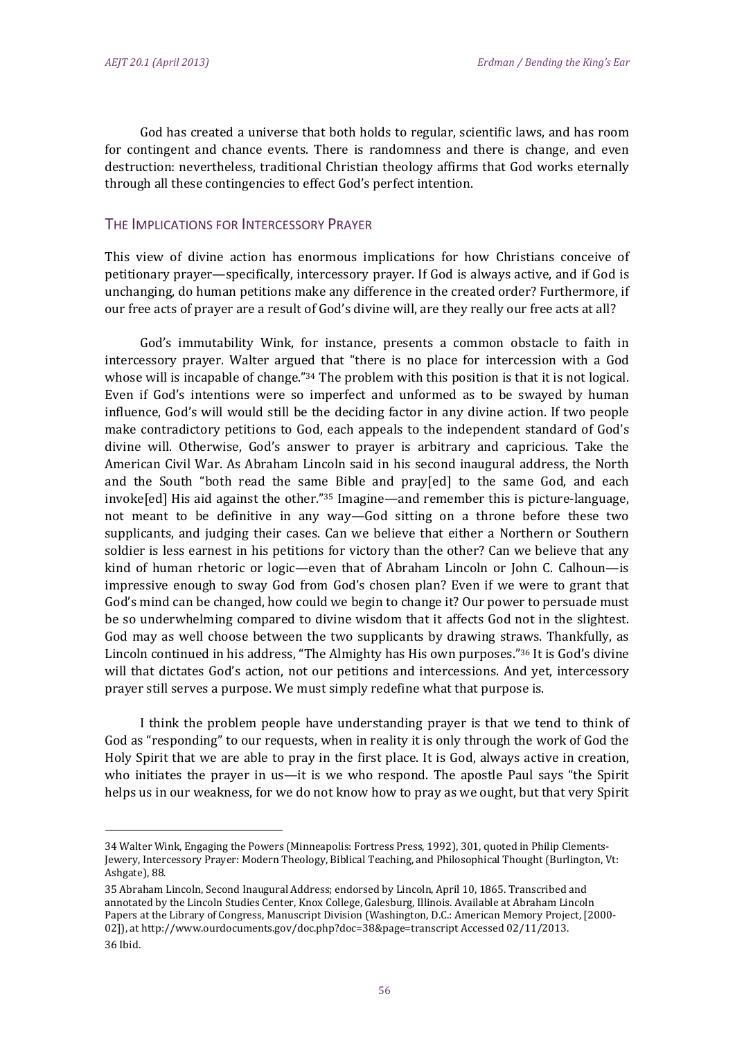God has created a universe that both holds to regular, scientific laws, and has room for contingent and chance events. There is randomness and there is change, and even destruction: nevertheless, traditional Christian theology affirms that God works eternally through all these contingencies to effect God's perfect intention.

## The Implications for Intercessory Prayer

This view of divine action has enormous implications for how Christians conceive of petitionary prayer—specifically, intercessory prayer. If God is always active, and if God is unchanging, do human petitions make any difference in the created order? Furthermore, if our free acts of prayer are a result of God's divine will, are they really our free acts at all?

God's immutability Wink, for instance, presents a common obstacle to faith in intercessory prayer. Walter argued that "there is no place for intercession with a God whose will is incapable of change."[34] The problem with this position is that it is not logical. Even if God's intentions were so imperfect and unformed as to be swayed by human influence, God's will would still be the deciding factor in any divine action. If two people make contradictory petitions to God, each appeals to the independent standard of God's divine will. Otherwise, God's answer to prayer is arbitrary and capricious. Take the American Civil War. As Abraham Lincoln said in his second inaugural address, the North and the South "both read the same Bible and pray[ed] to the same God, and each invoke[ed] His aid against the other."[35] Imagine—and remember this is picture-language, not meant to be definitive in any way—God sitting on a throne before these two supplicants, and judging their cases. Can we believe that either a Northern or Southern soldier is less earnest in his petitions for victory than the other? Can we believe that any kind of human rhetoric or logic—even that of Abraham Lincoln or John C. Calhoun—is impressive enough to sway God from God's chosen plan? Even if we were to grant that God's mind can be changed, how could we begin to change it? Our power to persuade must be so underwhelming compared to divine wisdom that it affects God not in the slightest. God may as well choose between the two supplicants by drawing straws. Thankfully, as Lincoln continued in his address, "The Almighty has His own purposes."[36] It is God's divine will that dictates God's action, not our petitions and intercessions. And yet, intercessory prayer still serves a purpose. We must simply redefine what that purpose is.

I think the problem people have understanding prayer is that we tend to think of God as "responding" to our requests, when in reality it is only through the work of God the Holy Spirit that we are able to pray in the first place. It is God, always active in creation, who initiates the prayer in us—it is we who respond. The apostle Paul says "the Spirit helps us in our weakness, for we do not know how to pray as we ought, but that very Spirit

---

34 Walter Wink, Engaging the Powers (Minneapolis: Fortress Press, 1992), 301, quoted in Philip Clements-Jewery, Intercessory Prayer: Modern Theology, Biblical Teaching, and Philosophical Thought (Burlington, Vt: Ashgate), 88.

35 Abraham Lincoln, Second Inaugural Address; endorsed by Lincoln, April 10, 1865. Transcribed and annotated by the Lincoln Studies Center, Knox College, Galesburg, Illinois. Available at Abraham Lincoln Papers at the Library of Congress, Manuscript Division (Washington, D.C.: American Memory Project, [2000-02]), at http://www.ourdocuments.gov/doc.php?doc=38&page=transcript Accessed 02/11/2013.

36 Ibid.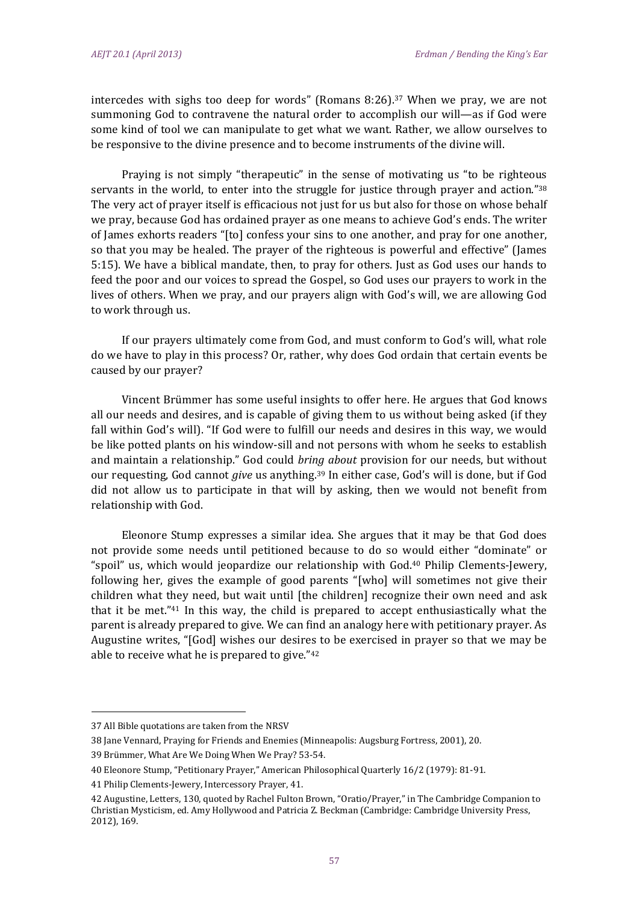intercedes with sighs too deep for words" (Romans 8:26).[37] When we pray, we are not summoning God to contravene the natural order to accomplish our will—as if God were some kind of tool we can manipulate to get what we want. Rather, we allow ourselves to be responsive to the divine presence and to become instruments of the divine will.

Praying is not simply "therapeutic" in the sense of motivating us "to be righteous servants in the world, to enter into the struggle for justice through prayer and action."[38] The very act of prayer itself is efficacious not just for us but also for those on whose behalf we pray, because God has ordained prayer as one means to achieve God's ends. The writer of James exhorts readers "[to] confess your sins to one another, and pray for one another, so that you may be healed. The prayer of the righteous is powerful and effective" (James 5:15). We have a biblical mandate, then, to pray for others. Just as God uses our hands to feed the poor and our voices to spread the Gospel, so God uses our prayers to work in the lives of others. When we pray, and our prayers align with God's will, we are allowing God to work through us.

If our prayers ultimately come from God, and must conform to God's will, what role do we have to play in this process? Or, rather, why does God ordain that certain events be caused by our prayer?

Vincent Brümmer has some useful insights to offer here. He argues that God knows all our needs and desires, and is capable of giving them to us without being asked (if they fall within God's will). "If God were to fulfill our needs and desires in this way, we would be like potted plants on his window-sill and not persons with whom he seeks to establish and maintain a relationship." God could *bring about* provision for our needs, but without our requesting, God cannot *give* us anything.[39] In either case, God's will is done, but if God did not allow us to participate in that will by asking, then we would not benefit from relationship with God.

Eleonore Stump expresses a similar idea. She argues that it may be that God does not provide some needs until petitioned because to do so would either "dominate" or "spoil" us, which would jeopardize our relationship with God.[40] Philip Clements-Jewery, following her, gives the example of good parents "[who] will sometimes not give their children what they need, but wait until [the children] recognize their own need and ask that it be met."[41] In this way, the child is prepared to accept enthusiastically what the parent is already prepared to give. We can find an analogy here with petitionary prayer. As Augustine writes, "[God] wishes our desires to be exercised in prayer so that we may be able to receive what he is prepared to give."[42]

---

37 All Bible quotations are taken from the NRSV

38 Jane Vennard, Praying for Friends and Enemies (Minneapolis: Augsburg Fortress, 2001), 20.

39 Brümmer, What Are We Doing When We Pray? 53-54.

40 Eleonore Stump, "Petitionary Prayer," American Philosophical Quarterly 16/2 (1979): 81-91.

41 Philip Clements-Jewery, Intercessory Prayer, 41.

42 Augustine, Letters, 130, quoted by Rachel Fulton Brown, "Oratio/Prayer," in The Cambridge Companion to Christian Mysticism, ed. Amy Hollywood and Patricia Z. Beckman (Cambridge: Cambridge University Press, 2012), 169.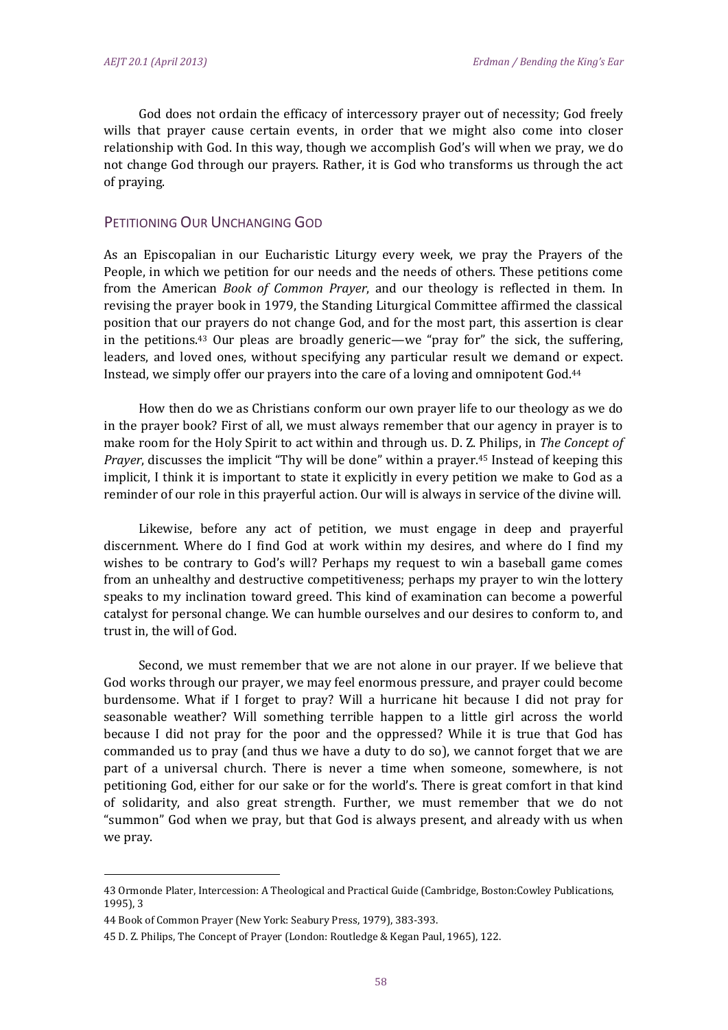God does not ordain the efficacy of intercessory prayer out of necessity; God freely wills that prayer cause certain events, in order that we might also come into closer relationship with God. In this way, though we accomplish God's will when we pray, we do not change God through our prayers. Rather, it is God who transforms us through the act of praying.

## Petitioning Our Unchanging God

As an Episcopalian in our Eucharistic Liturgy every week, we pray the Prayers of the People, in which we petition for our needs and the needs of others. These petitions come from the American *Book of Common Prayer*, and our theology is reflected in them. In revising the prayer book in 1979, the Standing Liturgical Committee affirmed the classical position that our prayers do not change God, and for the most part, this assertion is clear in the petitions.[43] Our pleas are broadly generic—we "pray for" the sick, the suffering, leaders, and loved ones, without specifying any particular result we demand or expect. Instead, we simply offer our prayers into the care of a loving and omnipotent God.[44]

How then do we as Christians conform our own prayer life to our theology as we do in the prayer book? First of all, we must always remember that our agency in prayer is to make room for the Holy Spirit to act within and through us. D. Z. Philips, in *The Concept of Prayer*, discusses the implicit "Thy will be done" within a prayer.[45] Instead of keeping this implicit, I think it is important to state it explicitly in every petition we make to God as a reminder of our role in this prayerful action. Our will is always in service of the divine will.

Likewise, before any act of petition, we must engage in deep and prayerful discernment. Where do I find God at work within my desires, and where do I find my wishes to be contrary to God's will? Perhaps my request to win a baseball game comes from an unhealthy and destructive competitiveness; perhaps my prayer to win the lottery speaks to my inclination toward greed. This kind of examination can become a powerful catalyst for personal change. We can humble ourselves and our desires to conform to, and trust in, the will of God.

Second, we must remember that we are not alone in our prayer. If we believe that God works through our prayer, we may feel enormous pressure, and prayer could become burdensome. What if I forget to pray? Will a hurricane hit because I did not pray for seasonable weather? Will something terrible happen to a little girl across the world because I did not pray for the poor and the oppressed? While it is true that God has commanded us to pray (and thus we have a duty to do so), we cannot forget that we are part of a universal church. There is never a time when someone, somewhere, is not petitioning God, either for our sake or for the world's. There is great comfort in that kind of solidarity, and also great strength. Further, we must remember that we do not "summon" God when we pray, but that God is always present, and already with us when we pray.

---

43 Ormonde Plater, Intercession: A Theological and Practical Guide (Cambridge, Boston:Cowley Publications, 1995), 3

44 Book of Common Prayer (New York: Seabury Press, 1979), 383-393.

45 D. Z. Philips, The Concept of Prayer (London: Routledge & Kegan Paul, 1965), 122.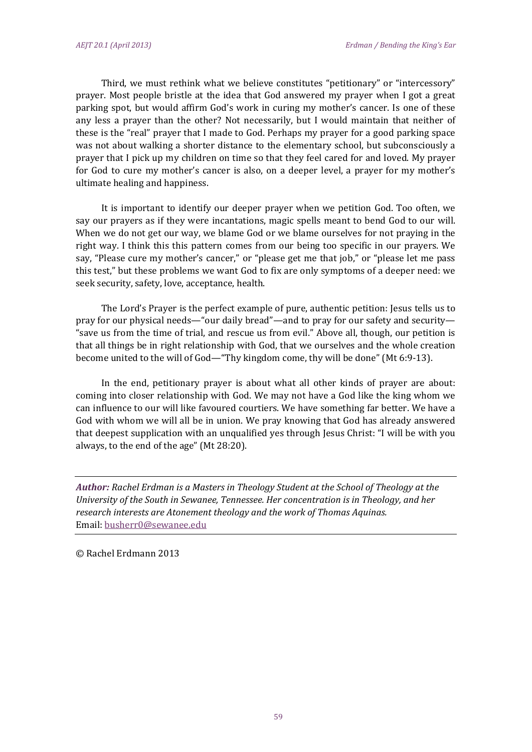Third, we must rethink what we believe constitutes "petitionary" or "intercessory" prayer. Most people bristle at the idea that God answered my prayer when I got a great parking spot, but would affirm God's work in curing my mother's cancer. Is one of these any less a prayer than the other? Not necessarily, but I would maintain that neither of these is the "real" prayer that I made to God. Perhaps my prayer for a good parking space was not about walking a shorter distance to the elementary school, but subconsciously a prayer that I pick up my children on time so that they feel cared for and loved. My prayer for God to cure my mother's cancer is also, on a deeper level, a prayer for my mother's ultimate healing and happiness.

It is important to identify our deeper prayer when we petition God. Too often, we say our prayers as if they were incantations, magic spells meant to bend God to our will. When we do not get our way, we blame God or we blame ourselves for not praying in the right way. I think this this pattern comes from our being too specific in our prayers. We say, "Please cure my mother's cancer," or "please get me that job," or "please let me pass this test," but these problems we want God to fix are only symptoms of a deeper need: we seek security, safety, love, acceptance, health.

The Lord's Prayer is the perfect example of pure, authentic petition: Jesus tells us to pray for our physical needs—"our daily bread"—and to pray for our safety and security—"save us from the time of trial, and rescue us from evil." Above all, though, our petition is that all things be in right relationship with God, that we ourselves and the whole creation become united to the will of God—"Thy kingdom come, thy will be done" (Mt 6:9-13).

In the end, petitionary prayer is about what all other kinds of prayer are about: coming into closer relationship with God. We may not have a God like the king whom we can influence to our will like favoured courtiers. We have something far better. We have a God with whom we will all be in union. We pray knowing that God has already answered that deepest supplication with an unqualified yes through Jesus Christ: "I will be with you always, to the end of the age" (Mt 28:20).

---

***Author:*** *Rachel Erdman is a Masters in Theology Student at the School of Theology at the University of the South in Sewanee, Tennessee. Her concentration is in Theology, and her research interests are Atonement theology and the work of Thomas Aquinas.*
Email: busherr0@sewanee.edu

---

© Rachel Erdmann 2013